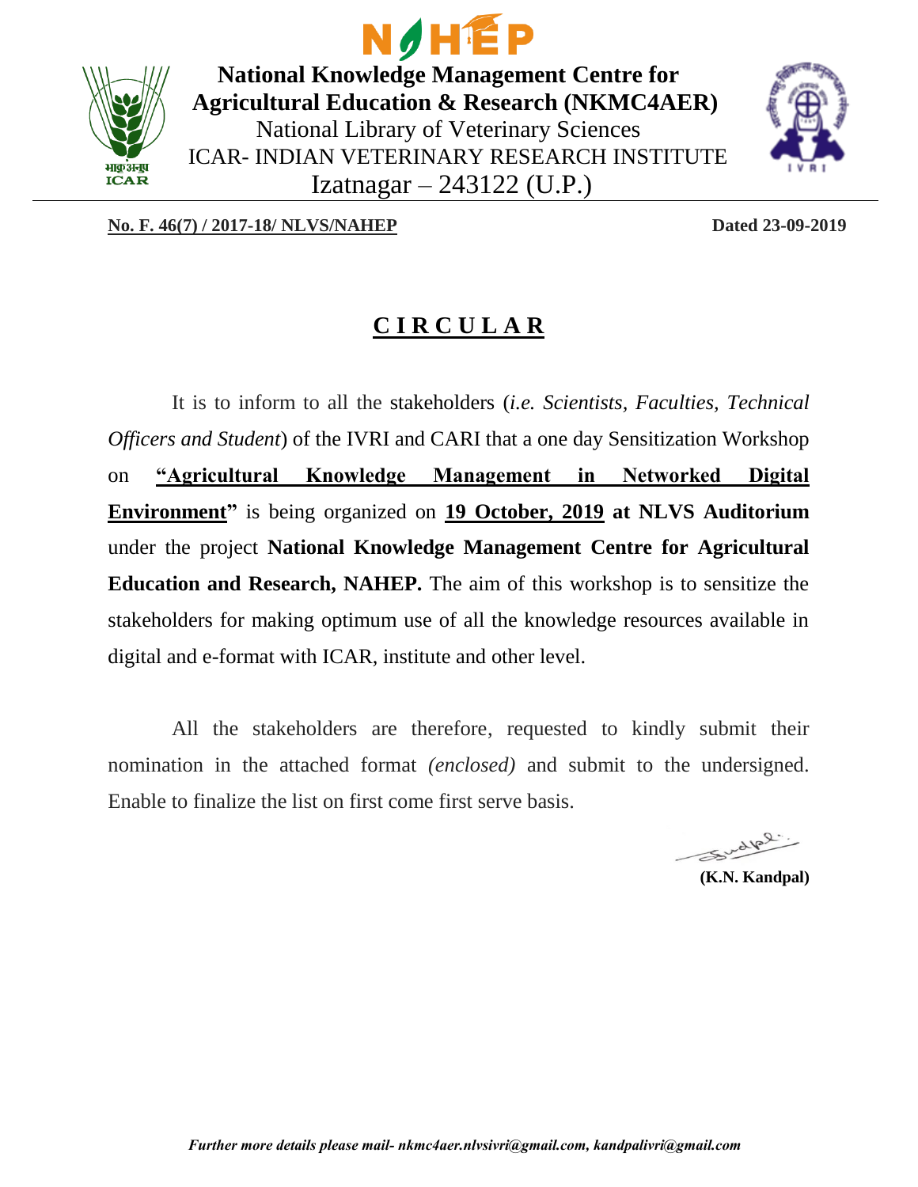**National Knowledge Management Centre for Agricultural Education & Research (NKMC4AER)**

National Library of Veterinary Sciences

ICAR- INDIAN VETERINARY RESEARCH INSTITUTE

Izatnagar – 243122 (U.P.)

**No. F. 46(7) / 2017-18/ NLVS/NAHEP** **Dated 23-09-2019**

# CIRCULAR

It is to inform to all the stakeholders (*i.e. Scientists, Faculties, Technical Officers and Student*) of the IVRI and CARI that a one day Sensitization Workshop on **"Agricultural Knowledge Management in Networked Digital Environment"** is being organized on **19 October, 2019 at NLVS Auditorium** under the project **National Knowledge Management Centre for Agricultural Education and Research, NAHEP.** The aim of this workshop is to sensitize the stakeholders for making optimum use of all the knowledge resources available in digital and e-format with ICAR, institute and other level.

All the stakeholders are therefore, requested to kindly submit their nomination in the attached format *(enclosed)* and submit to the undersigned. Enable to finalize the list on first come first serve basis.

**(K.N. Kandpal)**

***Further more details please mail- nkmc4aer.nlvsivri@gmail.com, kandpalivri@gmail.com***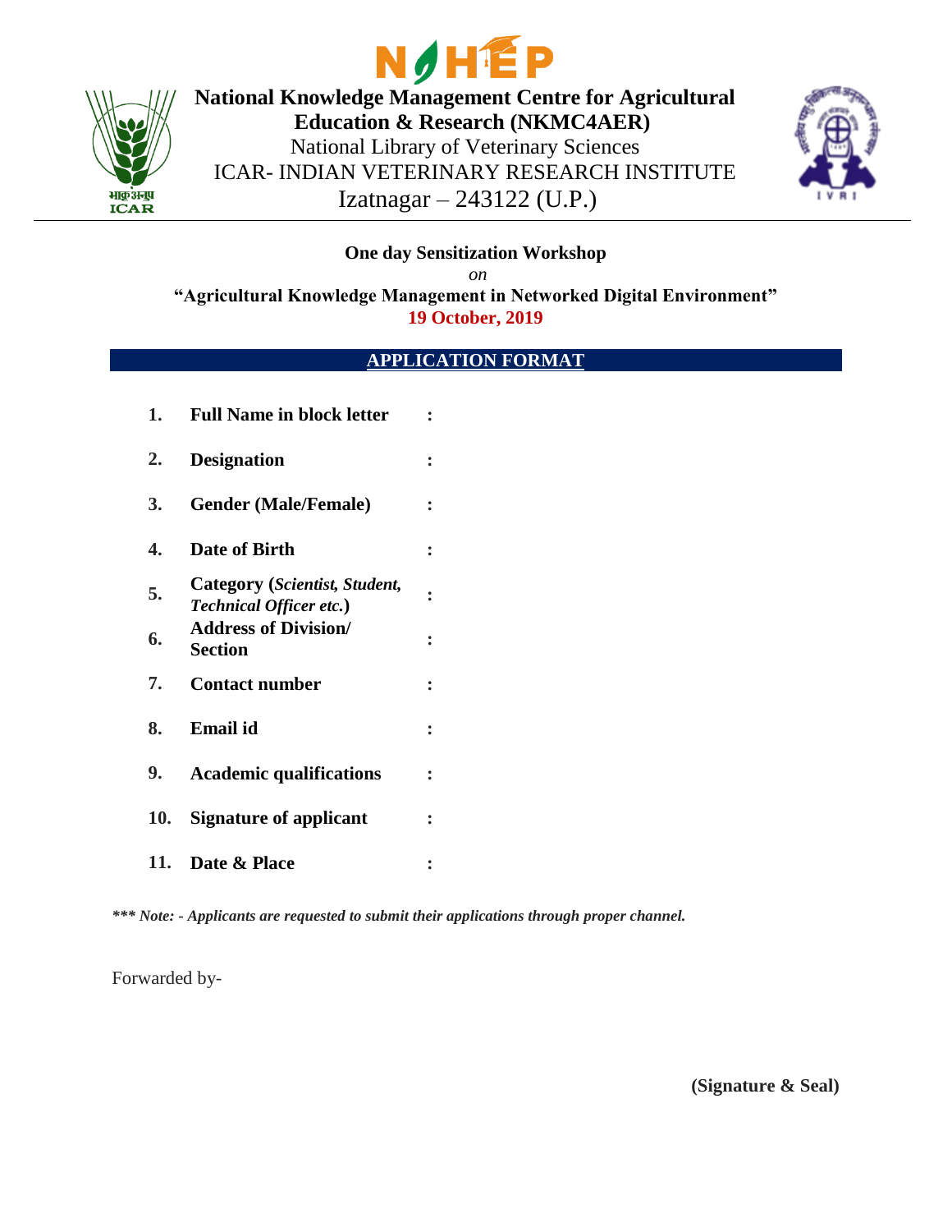# National Knowledge Management Centre for Agricultural Education & Research (NKMC4AER)

National Library of Veterinary Sciences

ICAR- INDIAN VETERINARY RESEARCH INSTITUTE

Izatnagar – 243122 (U.P.)

**One day Sensitization Workshop**

*on*

**"Agricultural Knowledge Management in Networked Digital Environment"**

**19 October, 2019**

## APPLICATION FORMAT

| | | |
|---|---|---|
| **1.** | **Full Name in block letter** | **:** |
| **2.** | **Designation** | **:** |
| **3.** | **Gender (Male/Female)** | **:** |
| **4.** | **Date of Birth** | **:** |
| **5.** | **Category (*Scientist, Student, Technical Officer etc.*)** | **:** |
| **6.** | **Address of Division/ Section** | **:** |
| **7.** | **Contact number** | **:** |
| **8.** | **Email id** | **:** |
| **9.** | **Academic qualifications** | **:** |
| **10.** | **Signature of applicant** | **:** |
| **11.** | **Date & Place** | **:** |

***\*\*\* Note: - Applicants are requested to submit their applications through proper channel.***

Forwarded by-

**(Signature & Seal)**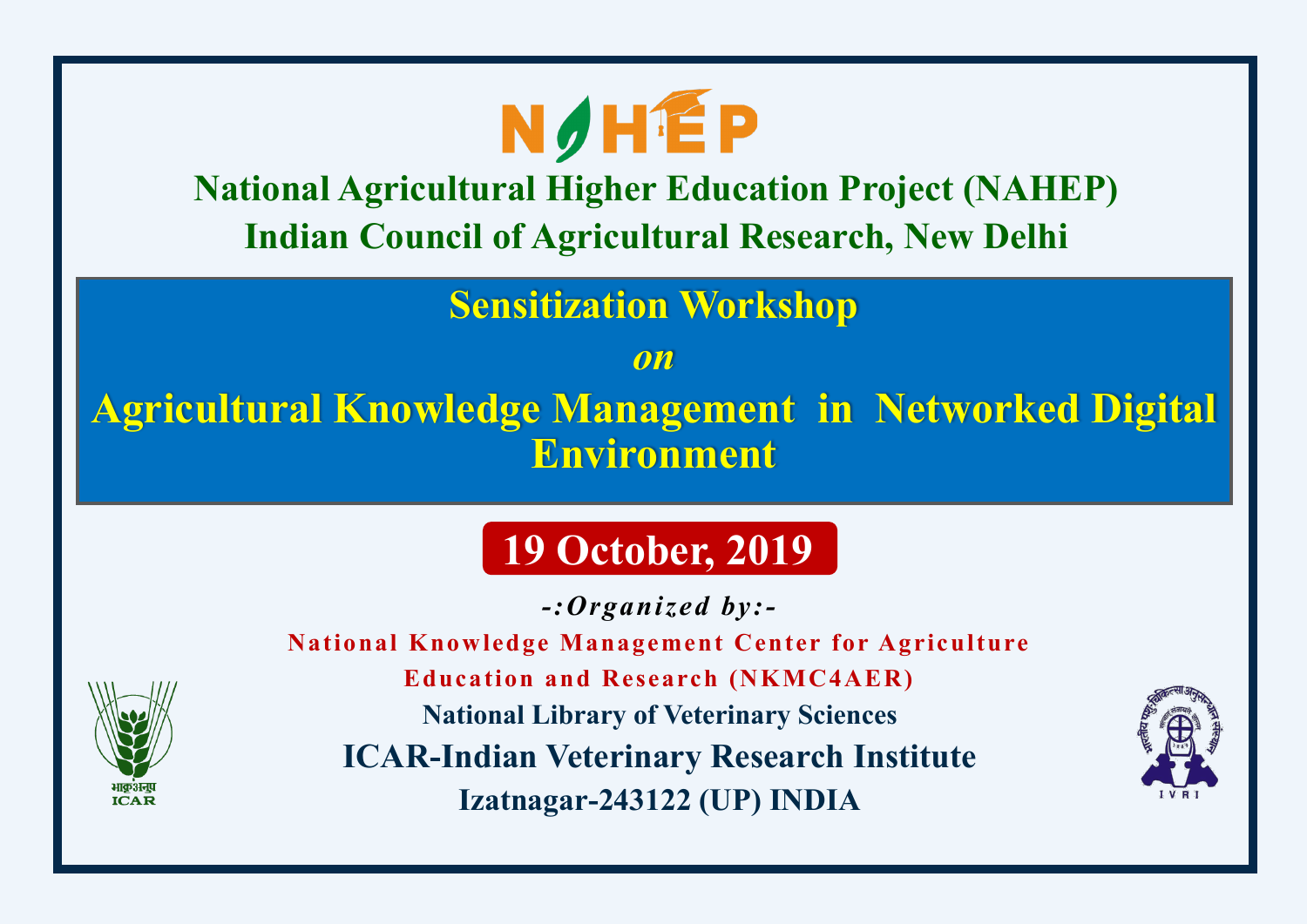NAHEP

# National Agricultural Higher Education Project (NAHEP)

## Indian Council of Agricultural Research, New Delhi

# Sensitization Workshop

*on*

# Agricultural Knowledge Management in Networked Digital Environment

**19 October, 2019**

***-:Organized by:-***

**National Knowledge Management Center for Agriculture Education and Research (NKMC4AER)**

**National Library of Veterinary Sciences**

**ICAR-Indian Veterinary Research Institute**

**Izatnagar-243122 (UP) INDIA**